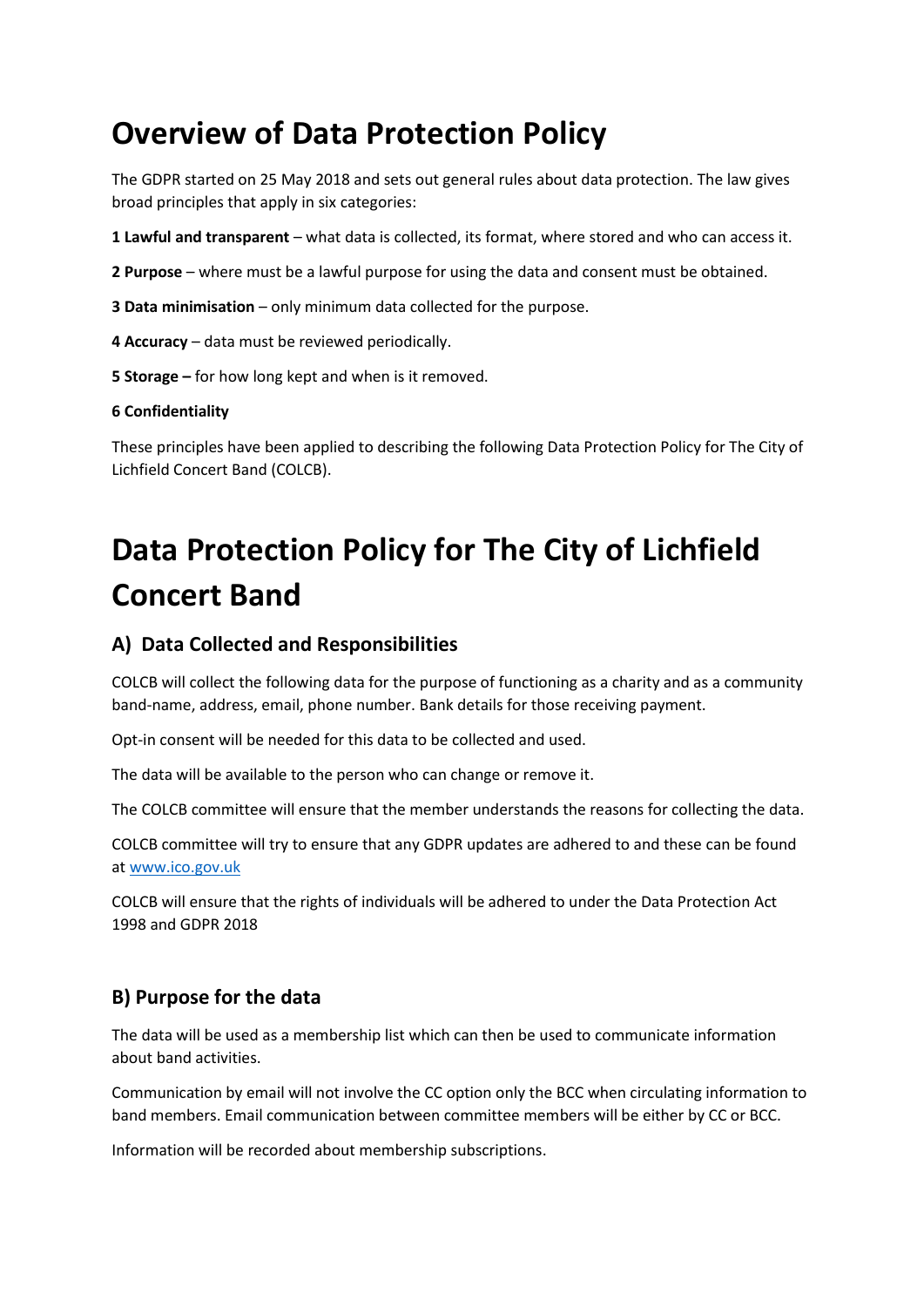# Overview of Data Protection Policy

The GDPR started on 25 May 2018 and sets out general rules about data protection. The law gives broad principles that apply in six categories:

**1 Lawful and transparent** – what data is collected, its format, where stored and who can access it.

**2 Purpose** – where must be a lawful purpose for using the data and consent must be obtained.

**3 Data minimisation** – only minimum data collected for the purpose.

**4 Accuracy** – data must be reviewed periodically.

**5 Storage –** for how long kept and when is it removed.

**6 Confidentiality**

These principles have been applied to describing the following Data Protection Policy for The City of Lichfield Concert Band (COLCB).

# Data Protection Policy for The City of Lichfield Concert Band

## A) Data Collected and Responsibilities

COLCB will collect the following data for the purpose of functioning as a charity and as a community band-name, address, email, phone number. Bank details for those receiving payment.

Opt-in consent will be needed for this data to be collected and used.

The data will be available to the person who can change or remove it.

The COLCB committee will ensure that the member understands the reasons for collecting the data.

COLCB committee will try to ensure that any GDPR updates are adhered to and these can be found at [www.ico.gov.uk](http://www.ico.gov.uk)

COLCB will ensure that the rights of individuals will be adhered to under the Data Protection Act 1998 and GDPR 2018

## B) Purpose for the data

The data will be used as a membership list which can then be used to communicate information about band activities.

Communication by email will not involve the CC option only the BCC when circulating information to band members. Email communication between committee members will be either by CC or BCC.

Information will be recorded about membership subscriptions.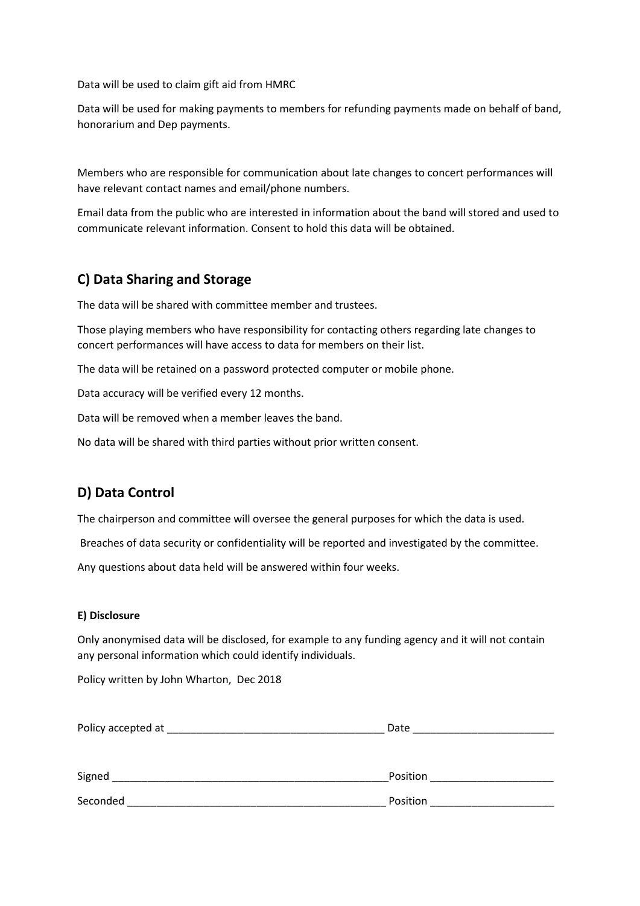Data will be used to claim gift aid from HMRC

Data will be used for making payments to members for refunding payments made on behalf of band, honorarium and Dep payments.

Members who are responsible for communication about late changes to concert performances will have relevant contact names and email/phone numbers.

Email data from the public who are interested in information about the band will stored and used to communicate relevant information. Consent to hold this data will be obtained.

## C) Data Sharing and Storage

The data will be shared with committee member and trustees.

Those playing members who have responsibility for contacting others regarding late changes to concert performances will have access to data for members on their list.

The data will be retained on a password protected computer or mobile phone.

Data accuracy will be verified every 12 months.

Data will be removed when a member leaves the band.

No data will be shared with third parties without prior written consent.

## D) Data Control

The chairperson and committee will oversee the general purposes for which the data is used.

Breaches of data security or confidentiality will be reported and investigated by the committee.

Any questions about data held will be answered within four weeks.

#### E) Disclosure

Only anonymised data will be disclosed, for example to any funding agency and it will not contain any personal information which could identify individuals.

Policy written by John Wharton, Dec 2018

Policy accepted at ____________________________________ Date ________________________

Signed _______________________________________________Position _____________________

Seconded ____________________________________________ Position _____________________